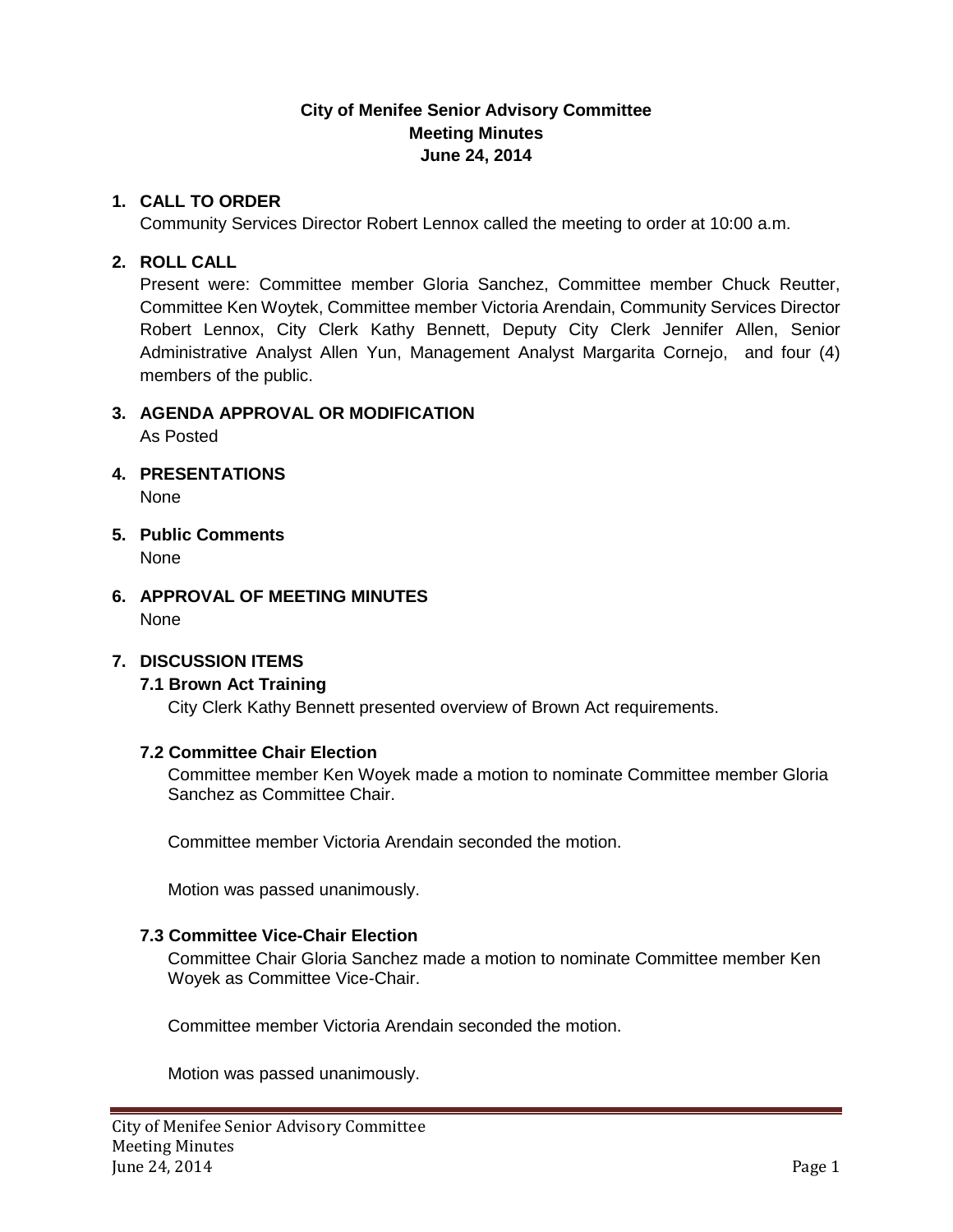**City of Menifee Senior Advisory Committee**
**Meeting Minutes**
**June 24, 2014**

1. **CALL TO ORDER**
   Community Services Director Robert Lennox called the meeting to order at 10:00 a.m.

2. **ROLL CALL**
   Present were: Committee member Gloria Sanchez, Committee member Chuck Reutter, Committee Ken Woytek, Committee member Victoria Arendain, Community Services Director Robert Lennox, City Clerk Kathy Bennett, Deputy City Clerk Jennifer Allen, Senior Administrative Analyst Allen Yun, Management Analyst Margarita Cornejo, and four (4) members of the public.

3. **AGENDA APPROVAL OR MODIFICATION**
   As Posted

4. **PRESENTATIONS**
   None

5. **Public Comments**
   None

6. **APPROVAL OF MEETING MINUTES**
   None

7. **DISCUSSION ITEMS**

   **7.1 Brown Act Training**
   City Clerk Kathy Bennett presented overview of Brown Act requirements.

   **7.2 Committee Chair Election**
   Committee member Ken Woyek made a motion to nominate Committee member Gloria Sanchez as Committee Chair.

   Committee member Victoria Arendain seconded the motion.

   Motion was passed unanimously.

   **7.3 Committee Vice-Chair Election**
   Committee Chair Gloria Sanchez made a motion to nominate Committee member Ken Woyek as Committee Vice-Chair.

   Committee member Victoria Arendain seconded the motion.

   Motion was passed unanimously.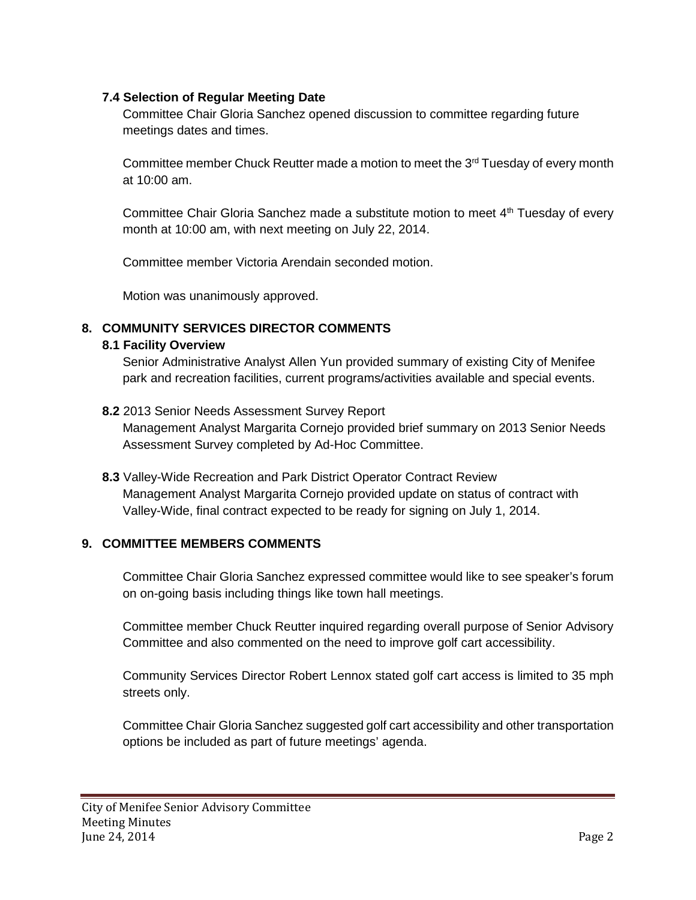### 7.4 Selection of Regular Meeting Date

Committee Chair Gloria Sanchez opened discussion to committee regarding future meetings dates and times.

Committee member Chuck Reutter made a motion to meet the 3rd Tuesday of every month at 10:00 am.

Committee Chair Gloria Sanchez made a substitute motion to meet 4th Tuesday of every month at 10:00 am, with next meeting on July 22, 2014.

Committee member Victoria Arendain seconded motion.

Motion was unanimously approved.

## 8. COMMUNITY SERVICES DIRECTOR COMMENTS

### 8.1 Facility Overview

Senior Administrative Analyst Allen Yun provided summary of existing City of Menifee park and recreation facilities, current programs/activities available and special events.

**8.2** 2013 Senior Needs Assessment Survey Report

Management Analyst Margarita Cornejo provided brief summary on 2013 Senior Needs Assessment Survey completed by Ad-Hoc Committee.

**8.3** Valley-Wide Recreation and Park District Operator Contract Review

Management Analyst Margarita Cornejo provided update on status of contract with Valley-Wide, final contract expected to be ready for signing on July 1, 2014.

## 9. COMMITTEE MEMBERS COMMENTS

Committee Chair Gloria Sanchez expressed committee would like to see speaker's forum on on-going basis including things like town hall meetings.

Committee member Chuck Reutter inquired regarding overall purpose of Senior Advisory Committee and also commented on the need to improve golf cart accessibility.

Community Services Director Robert Lennox stated golf cart access is limited to 35 mph streets only.

Committee Chair Gloria Sanchez suggested golf cart accessibility and other transportation options be included as part of future meetings' agenda.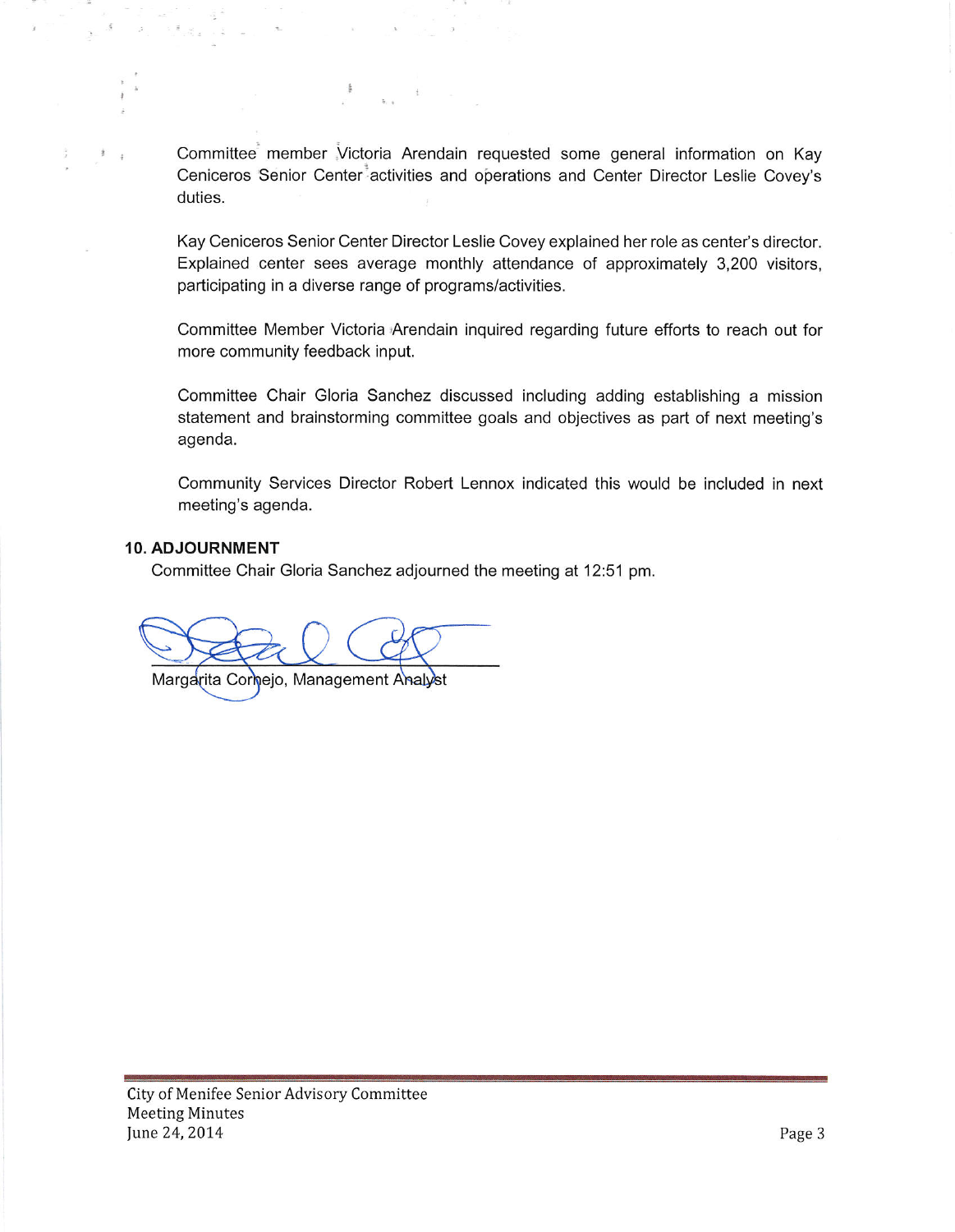Committee member Victoria Arendain requested some general information on Kay Ceniceros Senior Center activities and operations and Center Director Leslie Covey's duties.

Kay Ceniceros Senior Center Director Leslie Covey explained her role as center's director. Explained center sees average monthly attendance of approximately 3,200 visitors, participating in a diverse range of programs/activities.

Committee Member Victoria Arendain inquired regarding future efforts to reach out for more community feedback input.

Committee Chair Gloria Sanchez discussed including adding establishing a mission statement and brainstorming committee goals and objectives as part of next meeting's agenda.

Community Services Director Robert Lennox indicated this would be included in next meeting's agenda.

**10. ADJOURNMENT**

Committee Chair Gloria Sanchez adjourned the meeting at 12:51 pm.

Margarita Cornejo, Management Analyst